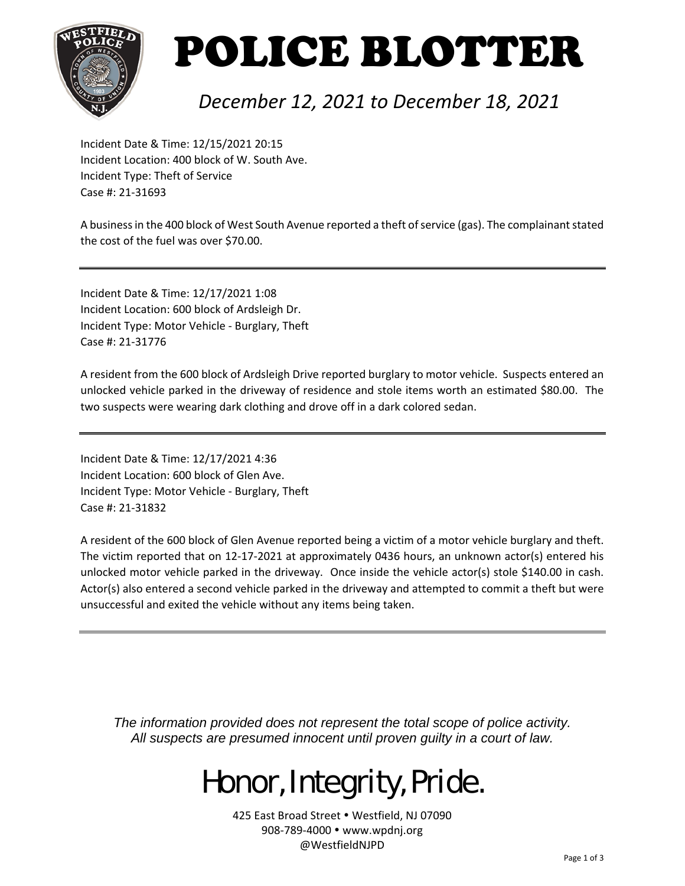# POLICE BLOTTER

*December 12, 2021 to December 18, 2021*

Incident Date & Time: 12/15/2021 20:15
Incident Location: 400 block of W. South Ave.
Incident Type: Theft of Service
Case #: 21-31693

A business in the 400 block of West South Avenue reported a theft of service (gas). The complainant stated the cost of the fuel was over $70.00.

---

Incident Date & Time: 12/17/2021 1:08
Incident Location: 600 block of Ardsleigh Dr.
Incident Type: Motor Vehicle - Burglary, Theft
Case #: 21-31776

A resident from the 600 block of Ardsleigh Drive reported burglary to motor vehicle. Suspects entered an unlocked vehicle parked in the driveway of residence and stole items worth an estimated $80.00. The two suspects were wearing dark clothing and drove off in a dark colored sedan.

---

Incident Date & Time: 12/17/2021 4:36
Incident Location: 600 block of Glen Ave.
Incident Type: Motor Vehicle - Burglary, Theft
Case #: 21-31832

A resident of the 600 block of Glen Avenue reported being a victim of a motor vehicle burglary and theft. The victim reported that on 12-17-2021 at approximately 0436 hours, an unknown actor(s) entered his unlocked motor vehicle parked in the driveway. Once inside the vehicle actor(s) stole $140.00 in cash. Actor(s) also entered a second vehicle parked in the driveway and attempted to commit a theft but were unsuccessful and exited the vehicle without any items being taken.

---

*The information provided does not represent the total scope of police activity.*
*All suspects are presumed innocent until proven guilty in a court of law.*

Honor, Integrity, Pride.

425 East Broad Street • Westfield, NJ 07090
908-789-4000 • www.wpdnj.org
@WestfieldNJPD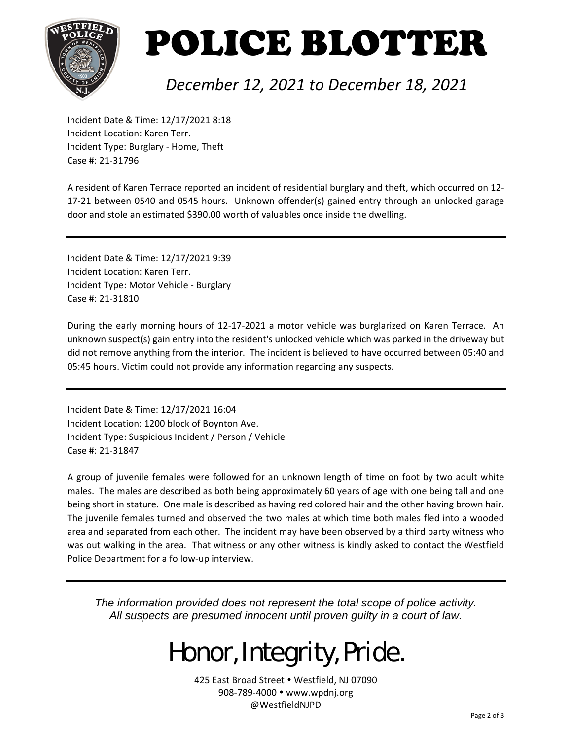# POLICE BLOTTER

*December 12, 2021 to December 18, 2021*

Incident Date & Time: 12/17/2021 8:18
Incident Location: Karen Terr.
Incident Type: Burglary - Home, Theft
Case #: 21-31796

A resident of Karen Terrace reported an incident of residential burglary and theft, which occurred on 12-17-21 between 0540 and 0545 hours. Unknown offender(s) gained entry through an unlocked garage door and stole an estimated $390.00 worth of valuables once inside the dwelling.

---

Incident Date & Time: 12/17/2021 9:39
Incident Location: Karen Terr.
Incident Type: Motor Vehicle - Burglary
Case #: 21-31810

During the early morning hours of 12-17-2021 a motor vehicle was burglarized on Karen Terrace. An unknown suspect(s) gain entry into the resident's unlocked vehicle which was parked in the driveway but did not remove anything from the interior. The incident is believed to have occurred between 05:40 and 05:45 hours. Victim could not provide any information regarding any suspects.

---

Incident Date & Time: 12/17/2021 16:04
Incident Location: 1200 block of Boynton Ave.
Incident Type: Suspicious Incident / Person / Vehicle
Case #: 21-31847

A group of juvenile females were followed for an unknown length of time on foot by two adult white males. The males are described as both being approximately 60 years of age with one being tall and one being short in stature. One male is described as having red colored hair and the other having brown hair. The juvenile females turned and observed the two males at which time both males fled into a wooded area and separated from each other. The incident may have been observed by a third party witness who was out walking in the area. That witness or any other witness is kindly asked to contact the Westfield Police Department for a follow-up interview.

---

*The information provided does not represent the total scope of police activity.*
*All suspects are presumed innocent until proven guilty in a court of law.*

Honor, Integrity, Pride.

425 East Broad Street • Westfield, NJ 07090
908-789-4000 • www.wpdnj.org
@WestfieldNJPD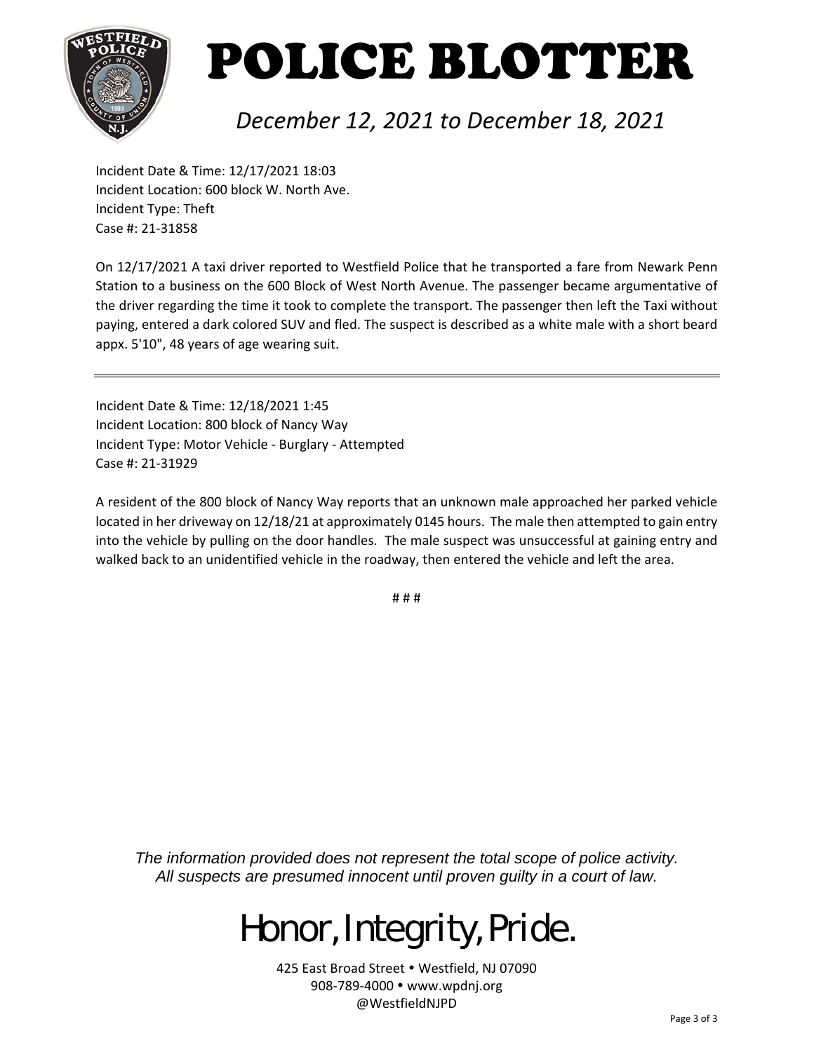# POLICE BLOTTER

*December 12, 2021 to December 18, 2021*

Incident Date & Time: 12/17/2021 18:03
Incident Location: 600 block W. North Ave.
Incident Type: Theft
Case #: 21-31858

On 12/17/2021 A taxi driver reported to Westfield Police that he transported a fare from Newark Penn Station to a business on the 600 Block of West North Avenue. The passenger became argumentative of the driver regarding the time it took to complete the transport. The passenger then left the Taxi without paying, entered a dark colored SUV and fled. The suspect is described as a white male with a short beard appx. 5'10", 48 years of age wearing suit.

---

Incident Date & Time: 12/18/2021 1:45
Incident Location: 800 block of Nancy Way
Incident Type: Motor Vehicle - Burglary - Attempted
Case #: 21-31929

A resident of the 800 block of Nancy Way reports that an unknown male approached her parked vehicle located in her driveway on 12/18/21 at approximately 0145 hours. The male then attempted to gain entry into the vehicle by pulling on the door handles. The male suspect was unsuccessful at gaining entry and walked back to an unidentified vehicle in the roadway, then entered the vehicle and left the area.

# # #

*The information provided does not represent the total scope of police activity.*
*All suspects are presumed innocent until proven guilty in a court of law.*

Honor, Integrity, Pride.

425 East Broad Street • Westfield, NJ 07090
908-789-4000 • www.wpdnj.org
@WestfieldNJPD